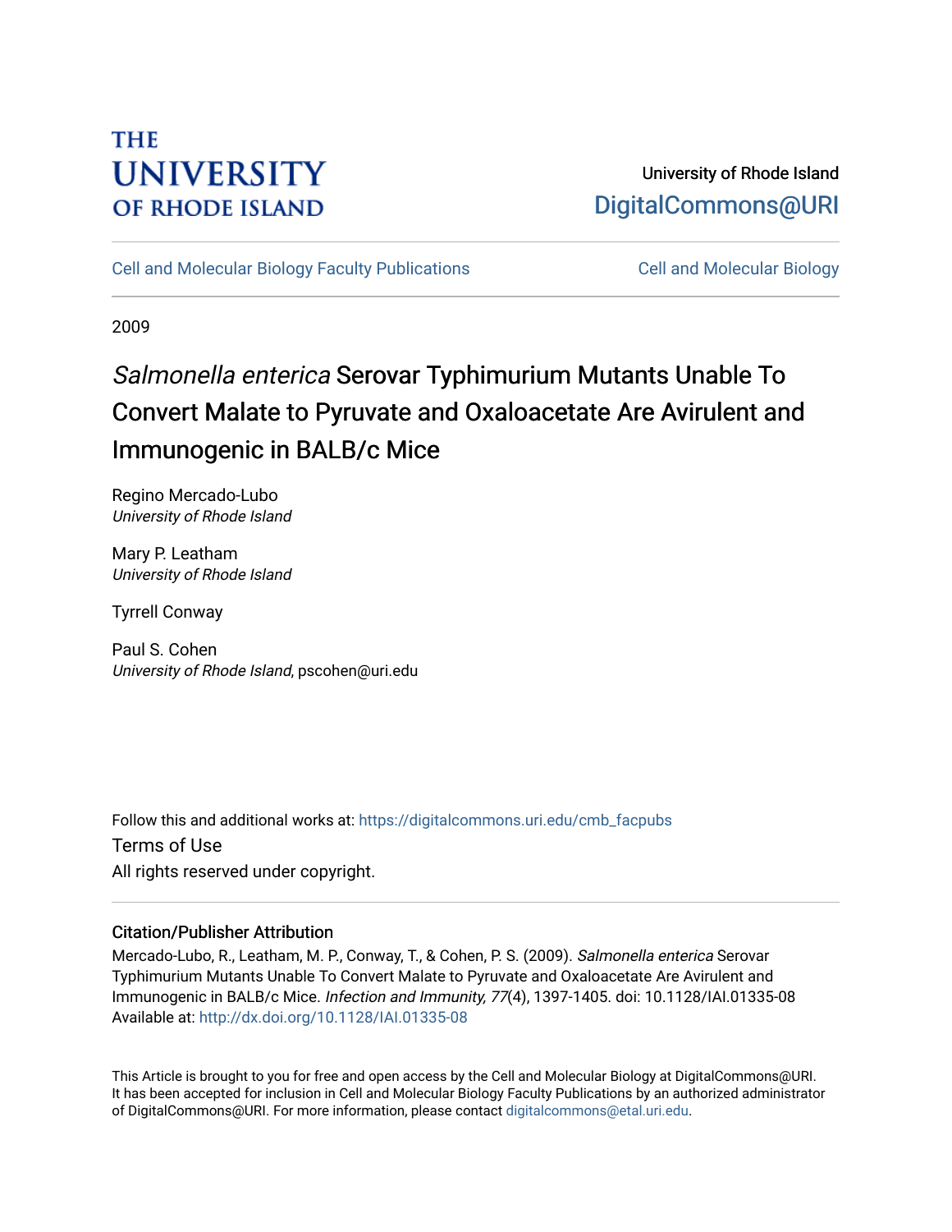THE UNIVERSITY OF RHODE ISLAND

University of Rhode Island
DigitalCommons@URI

Cell and Molecular Biology Faculty Publications | Cell and Molecular Biology

2009

# *Salmonella enterica* Serovar Typhimurium Mutants Unable To Convert Malate to Pyruvate and Oxaloacetate Are Avirulent and Immunogenic in BALB/c Mice

Regino Mercado-Lubo
*University of Rhode Island*

Mary P. Leatham
*University of Rhode Island*

Tyrrell Conway

Paul S. Cohen
*University of Rhode Island*, pscohen@uri.edu

Follow this and additional works at: https://digitalcommons.uri.edu/cmb_facpubs

Terms of Use
All rights reserved under copyright.

## Citation/Publisher Attribution

Mercado-Lubo, R., Leatham, M. P., Conway, T., & Cohen, P. S. (2009). *Salmonella enterica* Serovar Typhimurium Mutants Unable To Convert Malate to Pyruvate and Oxaloacetate Are Avirulent and Immunogenic in BALB/c Mice. *Infection and Immunity, 77*(4), 1397-1405. doi: 10.1128/IAI.01335-08
Available at: http://dx.doi.org/10.1128/IAI.01335-08

This Article is brought to you for free and open access by the Cell and Molecular Biology at DigitalCommons@URI. It has been accepted for inclusion in Cell and Molecular Biology Faculty Publications by an authorized administrator of DigitalCommons@URI. For more information, please contact digitalcommons@etal.uri.edu.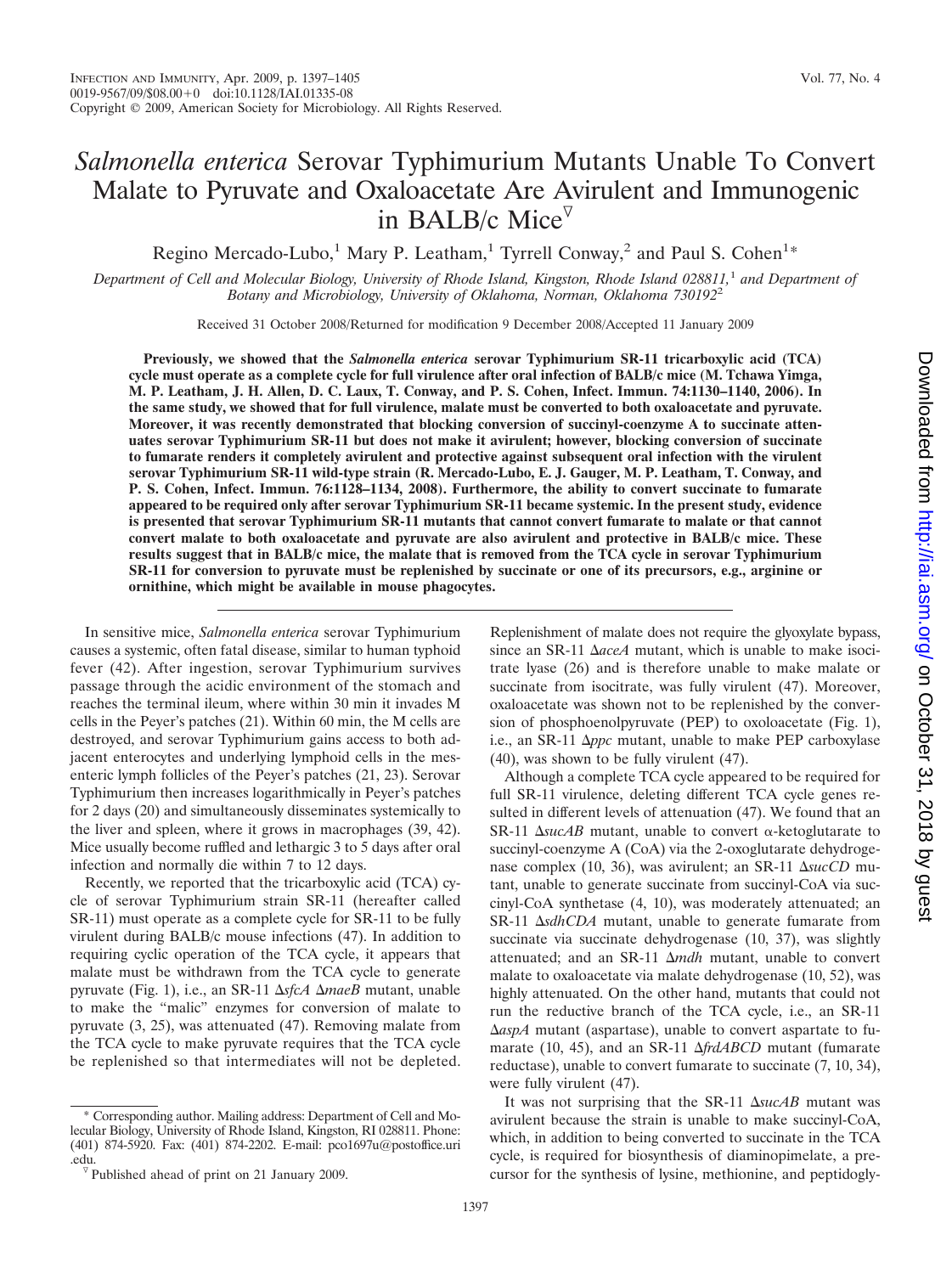# *Salmonella enterica* Serovar Typhimurium Mutants Unable To Convert Malate to Pyruvate and Oxaloacetate Are Avirulent and Immunogenic in BALB/c Mice[▽]

Regino Mercado-Lubo,[1] Mary P. Leatham,[1] Tyrrell Conway,[2] and Paul S. Cohen[1]*

*Department of Cell and Molecular Biology, University of Rhode Island, Kingston, Rhode Island 028811,*[1] *and Department of Botany and Microbiology, University of Oklahoma, Norman, Oklahoma 730192*[2]

Received 31 October 2008/Returned for modification 9 December 2008/Accepted 11 January 2009

**Previously, we showed that the *Salmonella enterica* serovar Typhimurium SR-11 tricarboxylic acid (TCA) cycle must operate as a complete cycle for full virulence after oral infection of BALB/c mice (M. Tchawa Yimga, M. P. Leatham, J. H. Allen, D. C. Laux, T. Conway, and P. S. Cohen, Infect. Immun. 74:1130–1140, 2006). In the same study, we showed that for full virulence, malate must be converted to both oxaloacetate and pyruvate. Moreover, it was recently demonstrated that blocking conversion of succinyl-coenzyme A to succinate attenuates serovar Typhimurium SR-11 but does not make it avirulent; however, blocking conversion of succinate to fumarate renders it completely avirulent and protective against subsequent oral infection with the virulent serovar Typhimurium SR-11 wild-type strain (R. Mercado-Lubo, E. J. Gauger, M. P. Leatham, T. Conway, and P. S. Cohen, Infect. Immun. 76:1128–1134, 2008). Furthermore, the ability to convert succinate to fumarate appeared to be required only after serovar Typhimurium SR-11 became systemic. In the present study, evidence is presented that serovar Typhimurium SR-11 mutants that cannot convert fumarate to malate or that cannot convert malate to both oxaloacetate and pyruvate are also avirulent and protective in BALB/c mice. These results suggest that in BALB/c mice, the malate that is removed from the TCA cycle in serovar Typhimurium SR-11 for conversion to pyruvate must be replenished by succinate or one of its precursors, e.g., arginine or ornithine, which might be available in mouse phagocytes.**

In sensitive mice, *Salmonella enterica* serovar Typhimurium causes a systemic, often fatal disease, similar to human typhoid fever (42). After ingestion, serovar Typhimurium survives passage through the acidic environment of the stomach and reaches the terminal ileum, where within 30 min it invades M cells in the Peyer's patches (21). Within 60 min, the M cells are destroyed, and serovar Typhimurium gains access to both adjacent enterocytes and underlying lymphoid cells in the mesenteric lymph follicles of the Peyer's patches (21, 23). Serovar Typhimurium then increases logarithmically in Peyer's patches for 2 days (20) and simultaneously disseminates systemically to the liver and spleen, where it grows in macrophages (39, 42). Mice usually become ruffled and lethargic 3 to 5 days after oral infection and normally die within 7 to 12 days.

Recently, we reported that the tricarboxylic acid (TCA) cycle of serovar Typhimurium strain SR-11 (hereafter called SR-11) must operate as a complete cycle for SR-11 to be fully virulent during BALB/c mouse infections (47). In addition to requiring cyclic operation of the TCA cycle, it appears that malate must be withdrawn from the TCA cycle to generate pyruvate (Fig. 1), i.e., an SR-11 Δ*sfcA* Δ*maeB* mutant, unable to make the "malic" enzymes for conversion of malate to pyruvate (3, 25), was attenuated (47). Removing malate from the TCA cycle to make pyruvate requires that the TCA cycle be replenished so that intermediates will not be depleted. Replenishment of malate does not require the glyoxylate bypass, since an SR-11 Δ*aceA* mutant, which is unable to make isocitrate lyase (26) and is therefore unable to make malate or succinate from isocitrate, was fully virulent (47). Moreover, oxaloacetate was shown not to be replenished by the conversion of phosphoenolpyruvate (PEP) to oxoloacetate (Fig. 1), i.e., an SR-11 Δ*ppc* mutant, unable to make PEP carboxylase (40), was shown to be fully virulent (47).

Although a complete TCA cycle appeared to be required for full SR-11 virulence, deleting different TCA cycle genes resulted in different levels of attenuation (47). We found that an SR-11 Δ*sucAB* mutant, unable to convert α-ketoglutarate to succinyl-coenzyme A (CoA) via the 2-oxoglutarate dehydrogenase complex (10, 36), was avirulent; an SR-11 Δ*sucCD* mutant, unable to generate succinate from succinyl-CoA via succinyl-CoA synthetase (4, 10), was moderately attenuated; an SR-11 Δ*sdhCDA* mutant, unable to generate fumarate from succinate via succinate dehydrogenase (10, 37), was slightly attenuated; and an SR-11 Δ*mdh* mutant, unable to convert malate to oxaloacetate via malate dehydrogenase (10, 52), was highly attenuated. On the other hand, mutants that could not run the reductive branch of the TCA cycle, i.e., an SR-11 Δ*aspA* mutant (aspartase), unable to convert aspartate to fumarate (10, 45), and an SR-11 Δ*frdABCD* mutant (fumarate reductase), unable to convert fumarate to succinate (7, 10, 34), were fully virulent (47).

It was not surprising that the SR-11 Δ*sucAB* mutant was avirulent because the strain is unable to make succinyl-CoA, which, in addition to being converted to succinate in the TCA cycle, is required for biosynthesis of diaminopimelate, a precursor for the synthesis of lysine, methionine, and peptidogly-

\* Corresponding author. Mailing address: Department of Cell and Molecular Biology, University of Rhode Island, Kingston, RI 028811. Phone: (401) 874-5920. Fax: (401) 874-2202. E-mail: pco1697u@postoffice.uri.edu.

▽ Published ahead of print on 21 January 2009.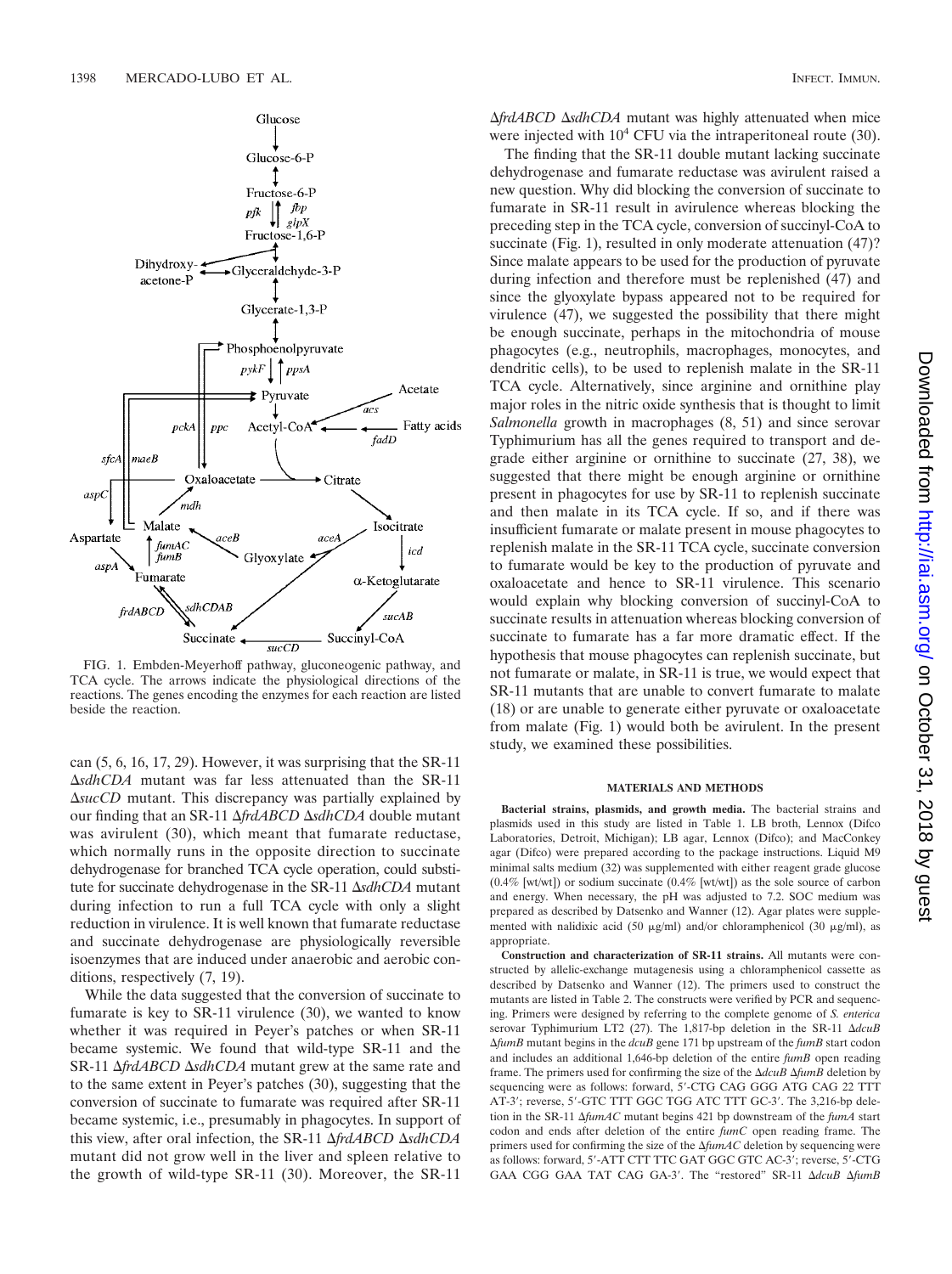FIG. 1. Embden-Meyerhoff pathway, gluconeogenic pathway, and TCA cycle. The arrows indicate the physiological directions of the reactions. The genes encoding the enzymes for each reaction are listed beside the reaction.

can (5, 6, 16, 17, 29). However, it was surprising that the SR-11 Δ*sdhCDA* mutant was far less attenuated than the SR-11 Δ*sucCD* mutant. This discrepancy was partially explained by our finding that an SR-11 Δ*frdABCD* Δ*sdhCDA* double mutant was avirulent (30), which meant that fumarate reductase, which normally runs in the opposite direction to succinate dehydrogenase for branched TCA cycle operation, could substitute for succinate dehydrogenase in the SR-11 Δ*sdhCDA* mutant during infection to run a full TCA cycle with only a slight reduction in virulence. It is well known that fumarate reductase and succinate dehydrogenase are physiologically reversible isoenzymes that are induced under anaerobic and aerobic conditions, respectively (7, 19).

While the data suggested that the conversion of succinate to fumarate is key to SR-11 virulence (30), we wanted to know whether it was required in Peyer's patches or when SR-11 became systemic. We found that wild-type SR-11 and the SR-11 Δ*frdABCD* Δ*sdhCDA* mutant grew at the same rate and to the same extent in Peyer's patches (30), suggesting that the conversion of succinate to fumarate was required after SR-11 became systemic, i.e., presumably in phagocytes. In support of this view, after oral infection, the SR-11 Δ*frdABCD* Δ*sdhCDA* mutant did not grow well in the liver and spleen relative to the growth of wild-type SR-11 (30). Moreover, the SR-11 Δ*frdABCD* Δ*sdhCDA* mutant was highly attenuated when mice were injected with $10^4$ CFU via the intraperitoneal route (30).

The finding that the SR-11 double mutant lacking succinate dehydrogenase and fumarate reductase was avirulent raised a new question. Why did blocking the conversion of succinate to fumarate in SR-11 result in avirulence whereas blocking the preceding step in the TCA cycle, conversion of succinyl-CoA to succinate (Fig. 1), resulted in only moderate attenuation (47)? Since malate appears to be used for the production of pyruvate during infection and therefore must be replenished (47) and since the glyoxylate bypass appeared not to be required for virulence (47), we suggested the possibility that there might be enough succinate, perhaps in the mitochondria of mouse phagocytes (e.g., neutrophils, macrophages, monocytes, and dendritic cells), to be used to replenish malate in the SR-11 TCA cycle. Alternatively, since arginine and ornithine play major roles in the nitric oxide synthesis that is thought to limit *Salmonella* growth in macrophages (8, 51) and since serovar Typhimurium has all the genes required to transport and degrade either arginine or ornithine to succinate (27, 38), we suggested that there might be enough arginine or ornithine present in phagocytes for use by SR-11 to replenish succinate and then malate in its TCA cycle. If so, and if there was insufficient fumarate or malate present in mouse phagocytes to replenish malate in the SR-11 TCA cycle, succinate conversion to fumarate would be key to the production of pyruvate and oxaloacetate and hence to SR-11 virulence. This scenario would explain why blocking conversion of succinyl-CoA to succinate results in attenuation whereas blocking conversion of succinate to fumarate has a far more dramatic effect. If the hypothesis that mouse phagocytes can replenish succinate, but not fumarate or malate, in SR-11 is true, we would expect that SR-11 mutants that are unable to convert fumarate to malate (18) or are unable to generate either pyruvate or oxaloacetate from malate (Fig. 1) would both be avirulent. In the present study, we examined these possibilities.

## MATERIALS AND METHODS

**Bacterial strains, plasmids, and growth media.** The bacterial strains and plasmids used in this study are listed in Table 1. LB broth, Lennox (Difco Laboratories, Detroit, Michigan); LB agar, Lennox (Difco); and MacConkey agar (Difco) were prepared according to the package instructions. Liquid M9 minimal salts medium (32) was supplemented with either reagent grade glucose (0.4% [wt/wt]) or sodium succinate (0.4% [wt/wt]) as the sole source of carbon and energy. When necessary, the pH was adjusted to 7.2. SOC medium was prepared as described by Datsenko and Wanner (12). Agar plates were supplemented with nalidixic acid (50 μg/ml) and/or chloramphenicol (30 μg/ml), as appropriate.

**Construction and characterization of SR-11 strains.** All mutants were constructed by allelic-exchange mutagenesis using a chloramphenicol cassette as described by Datsenko and Wanner (12). The primers used to construct the mutants are listed in Table 2. The constructs were verified by PCR and sequencing. Primers were designed by referring to the complete genome of *S. enterica* serovar Typhimurium LT2 (27). The 1,817-bp deletion in the SR-11 Δ*dcuB* Δ*fumB* mutant begins in the *dcuB* gene 171 bp upstream of the *fumB* start codon and includes an additional 1,646-bp deletion of the entire *fumB* open reading frame. The primers used for confirming the size of the Δ*dcuB* Δ*fumB* deletion by sequencing were as follows: forward, 5′-CTG CAG GGG ATG CAG 2 TTT AT-3′; reverse, 5′-GTC TTT GGC TGG ATC TTT GC-3′. The 3,216-bp deletion in the SR-11 Δ*fumAC* mutant begins 421 bp downstream of the *fumA* start codon and ends after deletion of the entire *fumC* open reading frame. The primers used for confirming the size of the Δ*fumAC* deletion by sequencing were as follows: forward, 5′-ATT CTT TTC GAT GGC GTC AC-3′; reverse, 5′-CTG GAA CGG GAA TAT CAG GA-3′. The "restored" SR-11 Δ*dcuB* Δ*fumB*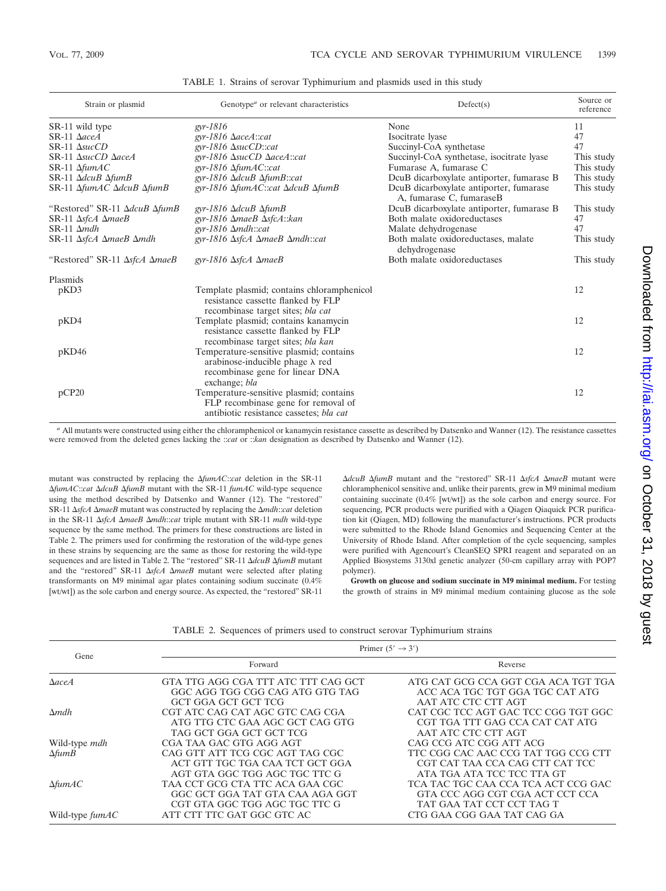TABLE 1. Strains of serovar Typhimurium and plasmids used in this study

| Strain or plasmid | Genotype[a] or relevant characteristics | Defect(s) | Source or reference |
|---|---|---|---|
| SR-11 wild type | *gyr-1816* | None | 11 |
| SR-11 Δ*aceA* | *gyr-1816* Δ*aceA*::*cat* | Isocitrate lyase | 47 |
| SR-11 Δ*sucCD* | *gyr-1816* Δ*sucCD*::*cat* | Succinyl-CoA synthetase | 47 |
| SR-11 Δ*sucCD* Δ*aceA* | *gyr-1816* Δ*sucCD* Δ*aceA*::*cat* | Succinyl-CoA synthetase, isocitrate lyase | This study |
| SR-11 Δ*fumAC* | *gyr-1816* Δ*fumAC*::*cat* | Fumarase A, fumarase C | This study |
| SR-11 Δ*dcuB* Δ*fumB* | *gyr-1816* Δ*dcuB* Δ*fumB*::*cat* | DcuB dicarboxylate antiporter, fumarase B | This study |
| SR-11 Δ*fumAC* Δ*dcuB* Δ*fumB* | *gyr-1816* Δ*fumAC*::*cat* Δ*dcuB* Δ*fumB* | DcuB dicarboxylate antiporter, fumarase A, fumarase C, fumaraseB | This study |
| "Restored" SR-11 Δ*dcuB* Δ*fumB* | *gyr-1816* Δ*dcuB* Δ*fumB* | DcuB dicarboxylate antiporter, fumarase B | This study |
| SR-11 Δ*sfcA* Δ*maeB* | *gyr-1816* Δ*maeB* Δ*sfcA*::*kan* | Both malate oxidoreductases | 47 |
| SR-11 Δ*mdh* | *gyr-1816* Δ*mdh*::*cat* | Malate dehydrogenase | 47 |
| SR-11 Δ*sfcA* Δ*maeB* Δ*mdh* | *gyr-1816* Δ*sfcA* Δ*maeB* Δ*mdh*::*cat* | Both malate oxidoreductases, malate dehydrogenase | This study |
| "Restored" SR-11 Δ*sfcA* Δ*maeB* | *gyr-1816* Δ*sfcA* Δ*maeB* | Both malate oxidoreductases | This study |
| Plasmids | | | |
| pKD3 | Template plasmid; contains chloramphenicol resistance cassette flanked by FLP recombinase target sites; *bla cat* | | 12 |
| pKD4 | Template plasmid; contains kanamycin resistance cassette flanked by FLP recombinase target sites; *bla kan* | | 12 |
| pKD46 | Temperature-sensitive plasmid; contains arabinose-inducible phage λ red recombinase gene for linear DNA exchange; *bla* | | 12 |
| pCP20 | Temperature-sensitive plasmid; contains FLP recombinase gene for removal of antibiotic resistance cassetes; *bla cat* | | 12 |

[a] All mutants were constructed using either the chloramphenicol or kanamycin resistance cassette as described by Datsenko and Wanner (12). The resistance cassettes were removed from the deleted genes lacking the ::*cat* or ::*kan* designation as described by Datsenko and Wanner (12).

mutant was constructed by replacing the Δ*fumAC*::*cat* deletion in the SR-11 Δ*fumAC*::*cat* Δ*dcuB* Δ*fumB* mutant with the SR-11 *fumAC* wild-type sequence using the method described by Datsenko and Wanner (12). The "restored" SR-11 Δ*sfcA* Δ*maeB* mutant was constructed by replacing the Δ*mdh*::*cat* deletion in the SR-11 Δ*sfcA* Δ*maeB* Δ*mdh*::*cat* triple mutant with SR-11 *mdh* wild-type sequence by the same method. The primers for these constructions are listed in Table 2. The primers used for confirming the restoration of the wild-type genes in these strains by sequencing are the same as those for restoring the wild-type sequences and are listed in Table 2. The "restored" SR-11 Δ*dcuB* Δ*fumB* mutant and the "restored" SR-11 Δ*sfcA* Δ*maeB* mutant were selected after plating transformants on M9 minimal agar plates containing sodium succinate (0.4% [wt/wt]) as the sole carbon and energy source. As expected, the "restored" SR-11 Δ*dcuB* Δ*fumB* mutant and the "restored" SR-11 Δ*sfcA* Δ*maeB* mutant were chloramphenicol sensitive and, unlike their parents, grew in M9 minimal medium containing succinate (0.4% [wt/wt]) as the sole carbon and energy source. For sequencing, PCR products were purified with a Qiagen Qiaquick PCR purification kit (Qiagen, MD) following the manufacturer's instructions. PCR products were submitted to the Rhode Island Genomics and Sequencing Center at the University of Rhode Island. After completion of the cycle sequencing, samples were purified with Agencourt's CleanSEQ SPRI reagent and separated on an Applied Biosystems 3130xl genetic analyzer (50-cm capillary array with POP7 polymer).

**Growth on glucose and sodium succinate in M9 minimal medium.** For testing the growth of strains in M9 minimal medium containing glucose as the sole

TABLE 2. Sequences of primers used to construct serovar Typhimurium strains

| Gene | Primer (5′ → 3′) | |
|---|---|---|
| | Forward | Reverse |
| Δ*aceA* | GTA TTG AGG CGA TTT ATC TTT CAG GCT GGC AGG TGG CGG CAG ATG GTG TAG GCT GGA GCT GCT TCG | ATG CAT GCG CCA GGT CGA ACA TGT TGA ACC ACA TGC TGT GGA TGC CAT ATG AAT ATC CTC CTT AGT |
| Δ*mdh* | CGT ATC CAG CAT AGC GTC CAG CGA ATG TTG CTC GAA AGC GCT CAG GTG TAG GCT GGA GCT GCT TCG | CAT CGC TCC AGT GAC TCC CGG TGT GGC CGT TGA TTT GAG CCA CAT CAT ATG AAT ATC CTC CTT AGT |
| Wild-type *mdh* | CGA TAA GAC GTG AGG AGT | CAG CCG ATC CGG ATT ACG |
| Δ*fumB* | CAG GTT ATT TCG CGC AGT TAG CGC ACT GTT TGC TGA CAA TCT GCT GGA AGT GTA GGC TGG AGC TGC TTC G | TTC CGG CAC AAC CCG TAT TGG CCG CTT CGT CAT TAA CCA CAG CTT CAT TCC ATA TGA ATA TCC TCC TTA GT |
| Δ*fumAC* | TAA CCT GCG CTA TTC ACA GAA CGC GGC GCT GGA TAT GTA CAA AGA GGT CGT GTA GGC TGG AGC TGC TTC G | TCA TAC TGC CAA CCA TCA ACT CCG GAC GTA CCC AGG CGT CGA ACT CCT CCA TAT GAA TAT CCT CCT TAG T |
| Wild-type *fumAC* | ATT CTT TTC GAT GGC GTC AC | CTG GAA CGG GAA TAT CAG GA |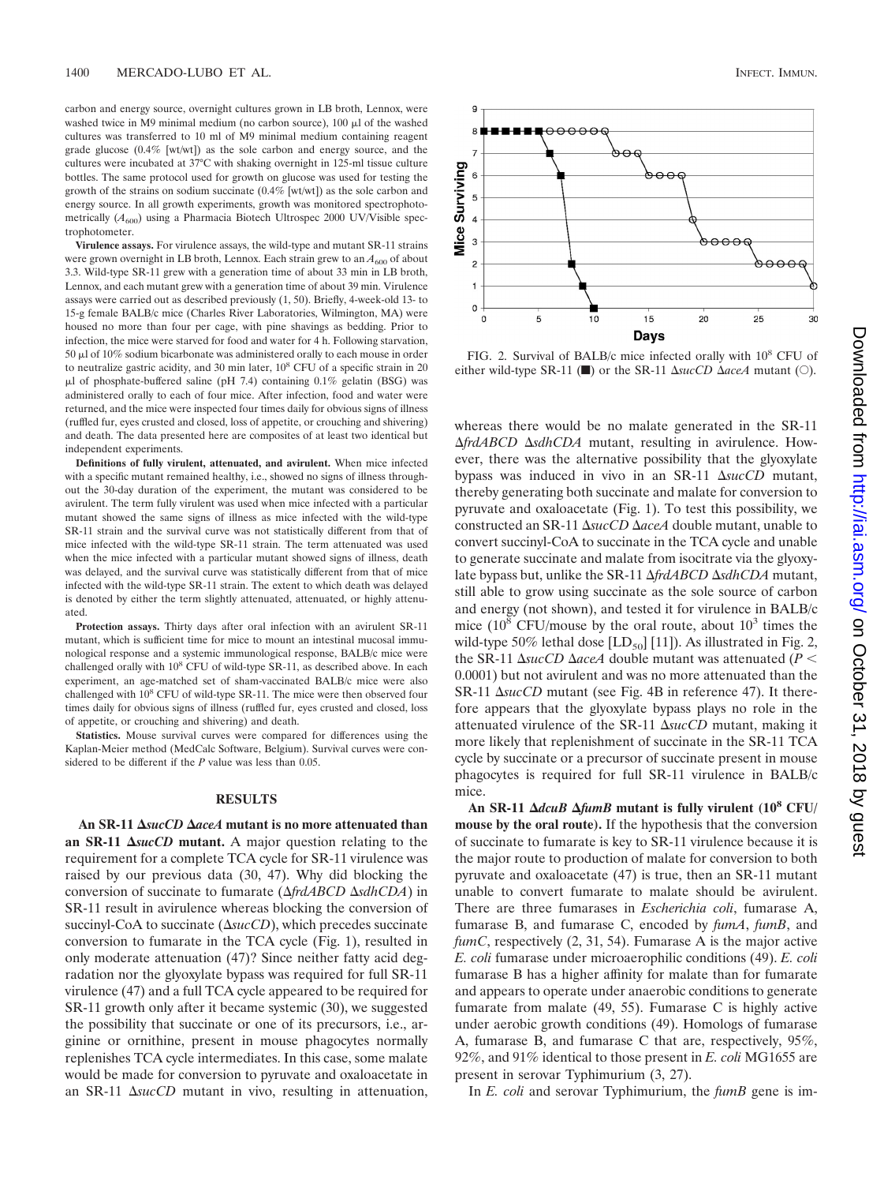carbon and energy source, overnight cultures grown in LB broth, Lennox, were washed twice in M9 minimal medium (no carbon source), 100 μl of the washed cultures was transferred to 10 ml of M9 minimal medium containing reagent grade glucose (0.4% [wt/wt]) as the sole carbon and energy source, and the cultures were incubated at 37°C with shaking overnight in 125-ml tissue culture bottles. The same protocol used for growth on glucose was used for testing the growth of the strains on sodium succinate (0.4% [wt/wt]) as the sole carbon and energy source. In all growth experiments, growth was monitored spectrophotometrically ($A_{600}$) using a Pharmacia Biotech Ultrospec 2000 UV/Visible spectrophotometer.

**Virulence assays.** For virulence assays, the wild-type and mutant SR-11 strains were grown overnight in LB broth, Lennox. Each strain grew to an $A_{600}$ of about 3.3. Wild-type SR-11 grew with a generation time of about 33 min in LB broth, Lennox, and each mutant grew with a generation time of about 39 min. Virulence assays were carried out as described previously (1, 50). Briefly, 4-week-old 13- to 15-g female BALB/c mice (Charles River Laboratories, Wilmington, MA) were housed no more than four per cage, with pine shavings as bedding. Prior to infection, the mice were starved for food and water for 4 h. Following starvation, 50 μl of 10% sodium bicarbonate was administered orally to each mouse in order to neutralize gastric acidity, and 30 min later, $10^8$ CFU of a specific strain in 20 μl of phosphate-buffered saline (pH 7.4) containing 0.1% gelatin (BSG) was administered orally to each of four mice. After infection, food and water were returned, and the mice were inspected four times daily for obvious signs of illness (ruffled fur, eyes crusted and closed, loss of appetite, or crouching and shivering) and death. The data presented here are composites of at least two identical but independent experiments.

**Definitions of fully virulent, attenuated, and avirulent.** When mice infected with a specific mutant remained healthy, i.e., showed no signs of illness throughout the 30-day duration of the experiment, the mutant was considered to be avirulent. The term fully virulent was used when mice infected with a particular mutant showed the same signs of illness as mice infected with the wild-type SR-11 strain and the survival curve was not statistically different from that of mice infected with the wild-type SR-11 strain. The term attenuated was used when the mice infected with a particular mutant showed signs of illness, death was delayed, and the survival curve was statistically different from that of mice infected with the wild-type SR-11 strain. The extent to which death was delayed is denoted by either the term slightly attenuated, attenuated, or highly attenuated.

**Protection assays.** Thirty days after oral infection with an avirulent SR-11 mutant, which is sufficient time for mice to mount an intestinal mucosal immunological response and a systemic immunological response, BALB/c mice were challenged orally with $10^8$ CFU of wild-type SR-11, as described above. In each experiment, an age-matched set of sham-vaccinated BALB/c mice were also challenged with $10^8$ CFU of wild-type SR-11. The mice were then observed four times daily for obvious signs of illness (ruffled fur, eyes crusted and closed, loss of appetite, or crouching and shivering) and death.

**Statistics.** Mouse survival curves were compared for differences using the Kaplan-Meier method (MedCalc Software, Belgium). Survival curves were considered to be different if the *P* value was less than 0.05.

## RESULTS

**An SR-11 Δ*sucCD* Δ*aceA* mutant is no more attenuated than an SR-11 Δ*sucCD* mutant.** A major question relating to the requirement for a complete TCA cycle for SR-11 virulence was raised by our previous data (30, 47). Why did blocking the conversion of succinate to fumarate (Δ*frdABCD* Δ*sdhCDA*) in SR-11 result in avirulence whereas blocking the conversion of succinyl-CoA to succinate (Δ*sucCD*), which precedes succinate conversion to fumarate in the TCA cycle (Fig. 1), resulted in only moderate attenuation (47)? Since neither fatty acid degradation nor the glyoxylate bypass was required for full SR-11 virulence (47) and a full TCA cycle appeared to be required for SR-11 growth only after it became systemic (30), we suggested the possibility that succinate or one of its precursors, i.e., arginine or ornithine, present in mouse phagocytes normally replenishes TCA cycle intermediates. In this case, some malate would be made for conversion to pyruvate and oxaloacetate in an SR-11 Δ*sucCD* mutant in vivo, resulting in attenuation, whereas there would be no malate generated in the SR-11 Δ*frdABCD* Δ*sdhCDA* mutant, resulting in avirulence. However, there was the alternative possibility that the glyoxylate bypass was induced in vivo in an SR-11 Δ*sucCD* mutant, thereby generating both succinate and malate for conversion to pyruvate and oxaloacetate (Fig. 1). To test this possibility, we constructed an SR-11 Δ*sucCD* Δ*aceA* double mutant, unable to convert succinyl-CoA to succinate in the TCA cycle and unable to generate succinate and malate from isocitrate via the glyoxylate bypass but, unlike the SR-11 Δ*frdABCD* Δ*sdhCDA* mutant, still able to grow using succinate as the sole source of carbon and energy (not shown), and tested it for virulence in BALB/c mice ($10^8$ CFU/mouse by the oral route, about $10^3$ times the wild-type 50% lethal dose [$LD_{50}$] [11]). As illustrated in Fig. 2, the SR-11 Δ*sucCD* Δ*aceA* double mutant was attenuated ($P < 0.0001$) but not avirulent and was no more attenuated than the SR-11 Δ*sucCD* mutant (see Fig. 4B in reference 47). It therefore appears that the glyoxylate bypass plays no role in the attenuated virulence of the SR-11 Δ*sucCD* mutant, making it more likely that replenishment of succinate in the SR-11 TCA cycle by succinate or a precursor of succinate present in mouse phagocytes is required for full SR-11 virulence in BALB/c mice.

FIG. 2. Survival of BALB/c mice infected orally with $10^8$ CFU of either wild-type SR-11 (■) or the SR-11 Δ*sucCD* Δ*aceA* mutant (○).

**An SR-11 Δ*dcuB* Δ*fumB* mutant is fully virulent ($10^8$ CFU/mouse by the oral route).** If the hypothesis that the conversion of succinate to fumarate is key to SR-11 virulence because it is the major route to production of malate for conversion to both pyruvate and oxaloacetate (47) is true, then an SR-11 mutant unable to convert fumarate to malate should be avirulent. There are three fumarases in *Escherichia coli*, fumarase A, fumarase B, and fumarase C, encoded by *fumA*, *fumB*, and *fumC*, respectively (2, 31, 54). Fumarase A is the major active *E. coli* fumarase under microaerophilic conditions (49). *E. coli* fumarase B has a higher affinity for malate than for fumarate and appears to operate under anaerobic conditions to generate fumarate from malate (49, 55). Fumarase C is highly active under aerobic growth conditions (49). Homologs of fumarase A, fumarase B, and fumarase C that are, respectively, 95%, 92%, and 91% identical to those present in *E. coli* MG1655 are present in serovar Typhimurium (3, 27).

In *E. coli* and serovar Typhimurium, the *fumB* gene is im-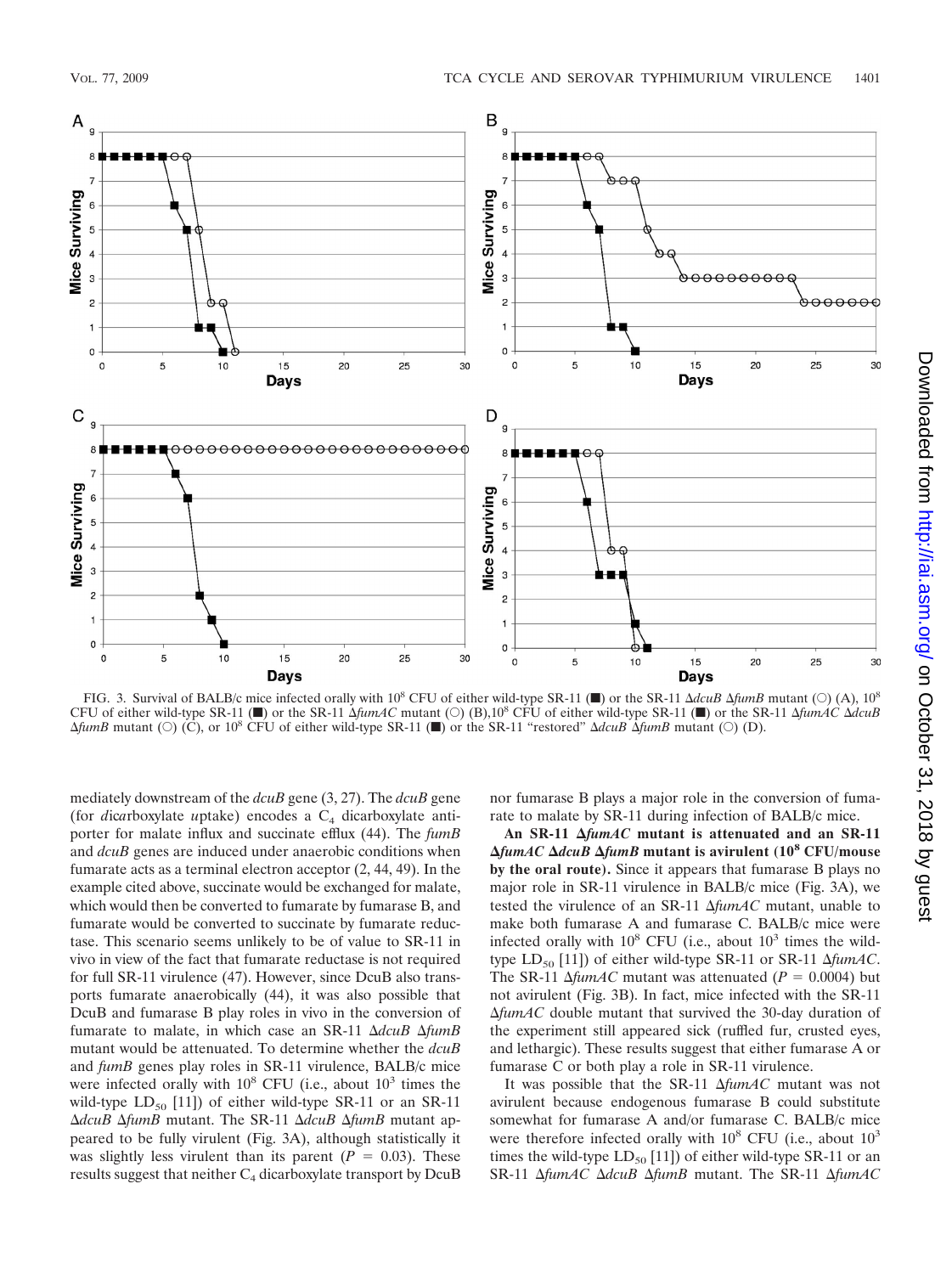FIG. 3. Survival of BALB/c mice infected orally with $10^8$ CFU of either wild-type SR-11 (■) or the SR-11 Δ*dcuB* Δ*fumB* mutant (○) (A), $10^8$ CFU of either wild-type SR-11 (■) or the SR-11 Δ*fumAC* mutant (○) (B), $10^8$ CFU of either wild-type SR-11 (■) or the SR-11 Δ*fumAC* Δ*dcuB* Δ*fumB* mutant (○) (C), or $10^8$ CFU of either wild-type SR-11 (■) or the SR-11 "restored" Δ*dcuB* Δ*fumB* mutant (○) (D).

mediately downstream of the *dcuB* gene (3, 27). The *dcuB* gene (for *d*i*c*arboxylate *u*ptake) encodes a $C_4$ dicarboxylate antiporter for malate influx and succinate efflux (44). The *fumB* and *dcuB* genes are induced under anaerobic conditions when fumarate acts as a terminal electron acceptor (2, 44, 49). In the example cited above, succinate would be exchanged for malate, which would then be converted to fumarate by fumarase B, and fumarate would be converted to succinate by fumarate reductase. This scenario seems unlikely to be of value to SR-11 in vivo in view of the fact that fumarate reductase is not required for full SR-11 virulence (47). However, since DcuB also transports fumarate anaerobically (44), it was also possible that DcuB and fumarase B play roles in vivo in the conversion of fumarate to malate, in which case an SR-11 Δ*dcuB* Δ*fumB* mutant would be attenuated. To determine whether the *dcuB* and *fumB* genes play roles in SR-11 virulence, BALB/c mice were infected orally with $10^8$ CFU (i.e., about $10^3$ times the wild-type $LD_{50}$ [11]) of either wild-type SR-11 or an SR-11 Δ*dcuB* Δ*fumB* mutant. The SR-11 Δ*dcuB* Δ*fumB* mutant appeared to be fully virulent (Fig. 3A), although statistically it was slightly less virulent than its parent ($P = 0.03$). These results suggest that neither $C_4$ dicarboxylate transport by DcuB nor fumarase B plays a major role in the conversion of fumarate to malate by SR-11 during infection of BALB/c mice.

**An SR-11 Δ*fumAC* mutant is attenuated and an SR-11 Δ*fumAC* Δ*dcuB* Δ*fumB* mutant is avirulent ($10^8$ CFU/mouse by the oral route).** Since it appears that fumarase B plays no major role in SR-11 virulence in BALB/c mice (Fig. 3A), we tested the virulence of an SR-11 Δ*fumAC* mutant, unable to make both fumarase A and fumarase C. BALB/c mice were infected orally with $10^8$ CFU (i.e., about $10^3$ times the wild-type $LD_{50}$ [11]) of either wild-type SR-11 or SR-11 Δ*fumAC*. The SR-11 Δ*fumAC* mutant was attenuated ($P = 0.0004$) but not avirulent (Fig. 3B). In fact, mice infected with the SR-11 Δ*fumAC* double mutant that survived the 30-day duration of the experiment still appeared sick (ruffled fur, crusted eyes, and lethargic). These results suggest that either fumarase A or fumarase C or both play a role in SR-11 virulence.

It was possible that the SR-11 Δ*fumAC* mutant was not avirulent because endogenous fumarase B could substitute somewhat for fumarase A and/or fumarase C. BALB/c mice were therefore infected orally with $10^8$ CFU (i.e., about $10^3$ times the wild-type $LD_{50}$ [11]) of either wild-type SR-11 or an SR-11 Δ*fumAC* Δ*dcuB* Δ*fumB* mutant. The SR-11 Δ*fumAC*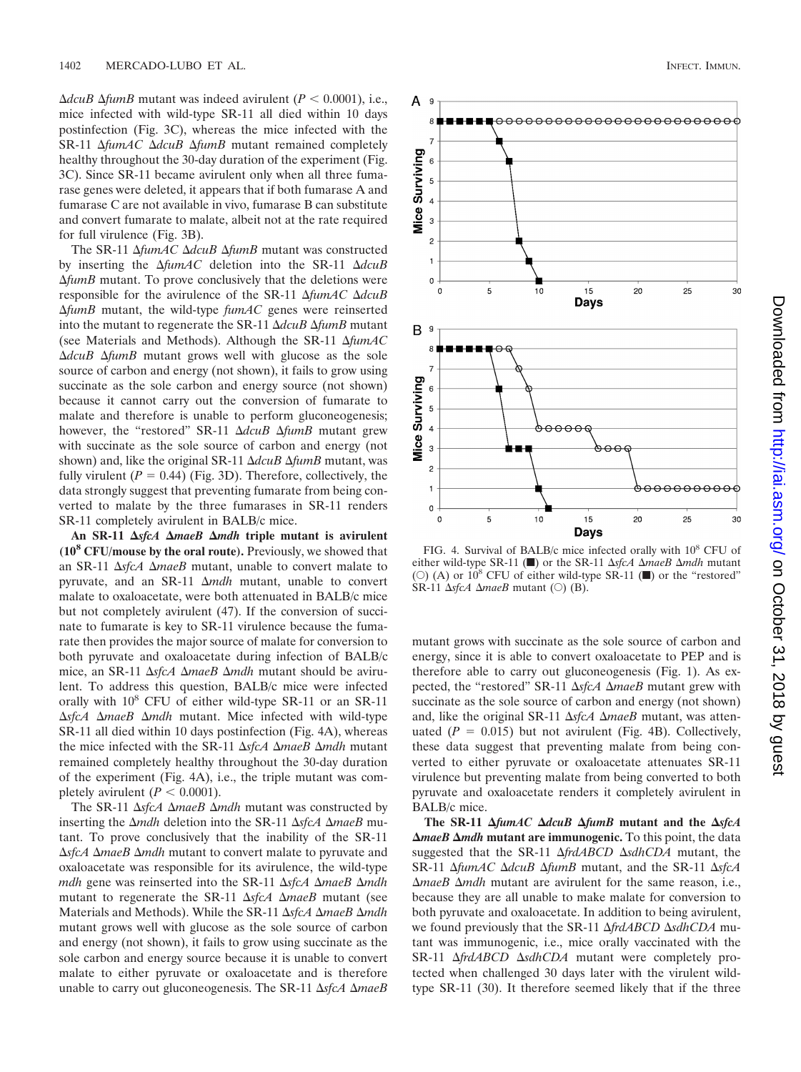Δ*dcuB* Δ*fumB* mutant was indeed avirulent ($P < 0.0001$), i.e., mice infected with wild-type SR-11 all died within 10 days postinfection (Fig. 3C), whereas the mice infected with the SR-11 Δ*fumAC* Δ*dcuB* Δ*fumB* mutant remained completely healthy throughout the 30-day duration of the experiment (Fig. 3C). Since SR-11 became avirulent only when all three fumarase genes were deleted, it appears that if both fumarase A and fumarase C are not available in vivo, fumarase B can substitute and convert fumarate to malate, albeit not at the rate required for full virulence (Fig. 3B).

The SR-11 Δ*fumAC* Δ*dcuB* Δ*fumB* mutant was constructed by inserting the Δ*fumAC* deletion into the SR-11 Δ*dcuB* Δ*fumB* mutant. To prove conclusively that the deletions were responsible for the avirulence of the SR-11 Δ*fumAC* Δ*dcuB* Δ*fumB* mutant, the wild-type *fumAC* genes were reinserted into the mutant to regenerate the SR-11 Δ*dcuB* Δ*fumB* mutant (see Materials and Methods). Although the SR-11 Δ*fumAC* Δ*dcuB* Δ*fumB* mutant grows well with glucose as the sole source of carbon and energy (not shown), it fails to grow using succinate as the sole carbon and energy source (not shown) because it cannot carry out the conversion of fumarate to malate and therefore is unable to perform gluconeogenesis; however, the "restored" SR-11 Δ*dcuB* Δ*fumB* mutant grew with succinate as the sole source of carbon and energy (not shown) and, like the original SR-11 Δ*dcuB* Δ*fumB* mutant, was fully virulent ($P = 0.44$) (Fig. 3D). Therefore, collectively, the data strongly suggest that preventing fumarate from being converted to malate by the three fumarases in SR-11 renders SR-11 completely avirulent in BALB/c mice.

**An SR-11 Δ*sfcA* Δ*maeB* Δ*mdh* triple mutant is avirulent ($10^8$ CFU/mouse by the oral route).** Previously, we showed that an SR-11 Δ*sfcA* Δ*maeB* mutant, unable to convert malate to pyruvate, and an SR-11 Δ*mdh* mutant, unable to convert malate to oxaloacetate, were both attenuated in BALB/c mice but not completely avirulent (47). If the conversion of succinate to fumarate is key to SR-11 virulence because the fumarate then provides the major source of malate for conversion to both pyruvate and oxaloacetate during infection of BALB/c mice, an SR-11 Δ*sfcA* Δ*maeB* Δ*mdh* mutant should be avirulent. To address this question, BALB/c mice were infected orally with $10^8$ CFU of either wild-type SR-11 or an SR-11 Δ*sfcA* Δ*maeB* Δ*mdh* mutant. Mice infected with wild-type SR-11 all died within 10 days postinfection (Fig. 4A), whereas the mice infected with the SR-11 Δ*sfcA* Δ*maeB* Δ*mdh* mutant remained completely healthy throughout the 30-day duration of the experiment (Fig. 4A), i.e., the triple mutant was completely avirulent ($P < 0.0001$).

The SR-11 Δ*sfcA* Δ*maeB* Δ*mdh* mutant was constructed by inserting the Δ*mdh* deletion into the SR-11 Δ*sfcA* Δ*maeB* mutant. To prove conclusively that the inability of the SR-11 Δ*sfcA* Δ*maeB* Δ*mdh* mutant to convert malate to pyruvate and oxaloacetate was responsible for its avirulence, the wild-type *mdh* gene was reinserted into the SR-11 Δ*sfcA* Δ*maeB* Δ*mdh* mutant to regenerate the SR-11 Δ*sfcA* Δ*maeB* mutant (see Materials and Methods). While the SR-11 Δ*sfcA* Δ*maeB* Δ*mdh* mutant grows well with glucose as the sole source of carbon and energy (not shown), it fails to grow using succinate as the sole carbon and energy source because it is unable to convert malate to either pyruvate or oxaloacetate and is therefore unable to carry out gluconeogenesis. The SR-11 Δ*sfcA* Δ*maeB* mutant grows with succinate as the sole source of carbon and energy, since it is able to convert oxaloacetate to PEP and is therefore able to carry out gluconeogenesis (Fig. 1). As expected, the "restored" SR-11 Δ*sfcA* Δ*maeB* mutant grew with succinate as the sole source of carbon and energy (not shown) and, like the original SR-11 Δ*sfcA* Δ*maeB* mutant, was attenuated ($P = 0.015$) but not avirulent (Fig. 4B). Collectively, these data suggest that preventing malate from being converted to either pyruvate or oxaloacetate attenuates SR-11 virulence but preventing malate from being converted to both pyruvate and oxaloacetate renders it completely avirulent in BALB/c mice.

FIG. 4. Survival of BALB/c mice infected orally with $10^8$ CFU of either wild-type SR-11 (■) or the SR-11 Δ*sfcA* Δ*maeB* Δ*mdh* mutant (○) (A) or $10^8$ CFU of either wild-type SR-11 (■) or the "restored" SR-11 Δ*sfcA* Δ*maeB* mutant (○) (B).

**The SR-11 Δ*fumAC* Δ*dcuB* Δ*fumB* mutant and the Δ*sfcA* Δ*maeB* Δ*mdh* mutant are immunogenic.** To this point, the data suggested that the SR-11 Δ*frdABCD* Δ*sdhCDA* mutant, the SR-11 Δ*fumAC* Δ*dcuB* Δ*fumB* mutant, and the SR-11 Δ*sfcA* Δ*maeB* Δ*mdh* mutant are avirulent for the same reason, i.e., because they are all unable to make malate for conversion to both pyruvate and oxaloacetate. In addition to being avirulent, we found previously that the SR-11 Δ*frdABCD* Δ*sdhCDA* mutant was immunogenic, i.e., mice orally vaccinated with the SR-11 Δ*frdABCD* Δ*sdhCDA* mutant were completely protected when challenged 30 days later with the virulent wild-type SR-11 (30). It therefore seemed likely that if the three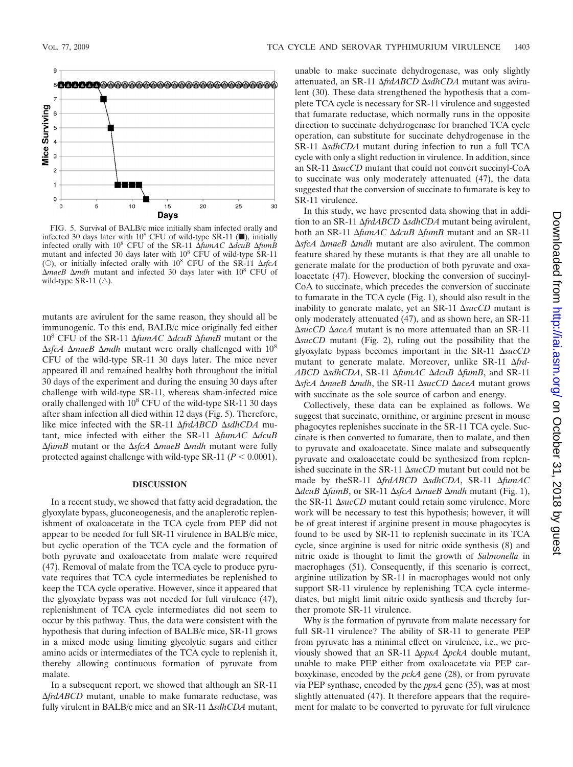FIG. 5. Survival of BALB/c mice initially sham infected orally and infected 30 days later with $10^8$ CFU of wild-type SR-11 (■), initially infected orally with $10^8$ CFU of the SR-11 *ΔfumAC ΔdcuB ΔfumB* mutant and infected 30 days later with $10^8$ CFU of wild-type SR-11 (○), or initially infected orally with $10^8$ CFU of the SR-11 *ΔsfcA ΔmaeB Δmdh* mutant and infected 30 days later with $10^8$ CFU of wild-type SR-11 (△).

mutants are avirulent for the same reason, they should all be immunogenic. To this end, BALB/c mice originally fed either $10^8$ CFU of the SR-11 *ΔfumAC ΔdcuB ΔfumB* mutant or the *ΔsfcA ΔmaeB Δmdh* mutant were orally challenged with $10^8$ CFU of the wild-type SR-11 30 days later. The mice never appeared ill and remained healthy both throughout the initial 30 days of the experiment and during the ensuing 30 days after challenge with wild-type SR-11, whereas sham-infected mice orally challenged with $10^8$ CFU of the wild-type SR-11 30 days after sham infection all died within 12 days (Fig. 5). Therefore, like mice infected with the SR-11 *ΔfrdABCD ΔsdhCDA* mutant, mice infected with either the SR-11 *ΔfumAC ΔdcuB ΔfumB* mutant or the *ΔsfcA ΔmaeB Δmdh* mutant were fully protected against challenge with wild-type SR-11 ($P < 0.0001$).

## DISCUSSION

In a recent study, we showed that fatty acid degradation, the glyoxylate bypass, gluconeogenesis, and the anaplerotic replenishment of oxaloacetate in the TCA cycle from PEP did not appear to be needed for full SR-11 virulence in BALB/c mice, but cyclic operation of the TCA cycle and the formation of both pyruvate and oxaloacetate from malate were required (47). Removal of malate from the TCA cycle to produce pyruvate requires that TCA cycle intermediates be replenished to keep the TCA cycle operative. However, since it appeared that the glyoxylate bypass was not needed for full virulence (47), replenishment of TCA cycle intermediates did not seem to occur by this pathway. Thus, the data were consistent with the hypothesis that during infection of BALB/c mice, SR-11 grows in a mixed mode using limiting glycolytic sugars and either amino acids or intermediates of the TCA cycle to replenish it, thereby allowing continuous formation of pyruvate from malate.

In a subsequent report, we showed that although an SR-11 *ΔfrdABCD* mutant, unable to make fumarate reductase, was fully virulent in BALB/c mice and an SR-11 *ΔsdhCDA* mutant, unable to make succinate dehydrogenase, was only slightly attenuated, an SR-11 *ΔfrdABCD ΔsdhCDA* mutant was avirulent (30). These data strengthened the hypothesis that a complete TCA cycle is necessary for SR-11 virulence and suggested that fumarate reductase, which normally runs in the opposite direction to succinate dehydrogenase for branched TCA cycle operation, can substitute for succinate dehydrogenase in the SR-11 *ΔsdhCDA* mutant during infection to run a full TCA cycle with only a slight reduction in virulence. In addition, since an SR-11 *ΔsucCD* mutant that could not convert succinyl-CoA to succinate was only moderately attenuated (47), the data suggested that the conversion of succinate to fumarate is key to SR-11 virulence.

In this study, we have presented data showing that in addition to an SR-11 *ΔfrdABCD ΔsdhCDA* mutant being avirulent, both an SR-11 *ΔfumAC ΔdcuB ΔfumB* mutant and an SR-11 *ΔsfcA ΔmaeB Δmdh* mutant are also avirulent. The common feature shared by these mutants is that they are all unable to generate malate for the production of both pyruvate and oxaloacetate (47). However, blocking the conversion of succinyl-CoA to succinate, which precedes the conversion of succinate to fumarate in the TCA cycle (Fig. 1), should also result in the inability to generate malate, yet an SR-11 *ΔsucCD* mutant is only moderately attenuated (47), and as shown here, an SR-11 *ΔsucCD ΔaceA* mutant is no more attenuated than an SR-11 *ΔsucCD* mutant (Fig. 2), ruling out the possibility that the glyoxylate bypass becomes important in the SR-11 *ΔsucCD* mutant to generate malate. Moreover, unlike SR-11 *ΔfrdABCD ΔsdhCDA*, SR-11 *ΔfumAC ΔdcuB ΔfumB*, and SR-11 *ΔsfcA ΔmaeB Δmdh*, the SR-11 *ΔsucCD ΔaceA* mutant grows with succinate as the sole source of carbon and energy.

Collectively, these data can be explained as follows. We suggest that succinate, ornithine, or arginine present in mouse phagocytes replenishes succinate in the SR-11 TCA cycle. Succinate is then converted to fumarate, then to malate, and then to pyruvate and oxaloacetate. Since malate and subsequently pyruvate and oxaloacetate could be synthesized from replenished succinate in the SR-11 *ΔsucCD* mutant but could not be made by theSR-11 *ΔfrdABCD ΔsdhCDA*, SR-11 *ΔfumAC ΔdcuB ΔfumB*, or SR-11 *ΔsfcA ΔmaeB Δmdh* mutant (Fig. 1), the SR-11 *ΔsucCD* mutant could retain some virulence. More work will be necessary to test this hypothesis; however, it will be of great interest if arginine present in mouse phagocytes is found to be used by SR-11 to replenish succinate in its TCA cycle, since arginine is used for nitric oxide synthesis (8) and nitric oxide is thought to limit the growth of *Salmonella* in macrophages (51). Consequently, if this scenario is correct, arginine utilization by SR-11 in macrophages would not only support SR-11 virulence by replenishing TCA cycle intermediates, but might limit nitric oxide synthesis and thereby further promote SR-11 virulence.

Why is the formation of pyruvate from malate necessary for full SR-11 virulence? The ability of SR-11 to generate PEP from pyruvate has a minimal effect on virulence, i.e., we previously showed that an SR-11 *ΔppsA ΔpckA* double mutant, unable to make PEP either from oxaloacetate via PEP carboxykinase, encoded by the *pckA* gene (28), or from pyruvate via PEP synthase, encoded by the *ppsA* gene (35), was at most slightly attenuated (47). It therefore appears that the requirement for malate to be converted to pyruvate for full virulence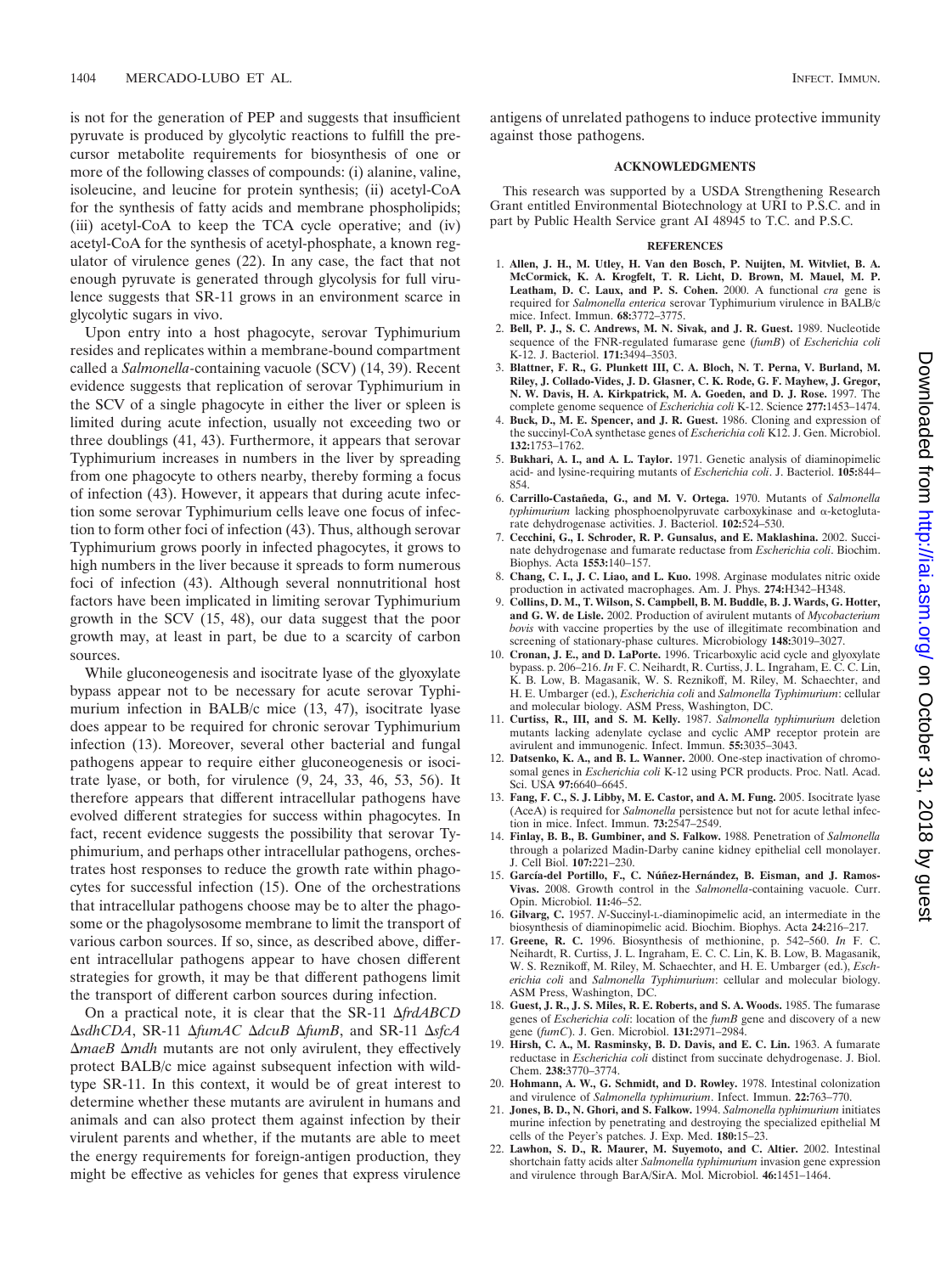is not for the generation of PEP and suggests that insufficient pyruvate is produced by glycolytic reactions to fulfill the precursor metabolite requirements for biosynthesis of one or more of the following classes of compounds: (i) alanine, valine, isoleucine, and leucine for protein synthesis; (ii) acetyl-CoA for the synthesis of fatty acids and membrane phospholipids; (iii) acetyl-CoA to keep the TCA cycle operative; and (iv) acetyl-CoA for the synthesis of acetyl-phosphate, a known regulator of virulence genes (22). In any case, the fact that not enough pyruvate is generated through glycolysis for full virulence suggests that SR-11 grows in an environment scarce in glycolytic sugars in vivo.

Upon entry into a host phagocyte, serovar Typhimurium resides and replicates within a membrane-bound compartment called a *Salmonella*-containing vacuole (SCV) (14, 39). Recent evidence suggests that replication of serovar Typhimurium in the SCV of a single phagocyte in either the liver or spleen is limited during acute infection, usually not exceeding two or three doublings (41, 43). Furthermore, it appears that serovar Typhimurium increases in numbers in the liver by spreading from one phagocyte to others nearby, thereby forming a focus of infection (43). However, it appears that during acute infection some serovar Typhimurium cells leave one focus of infection to form other foci of infection (43). Thus, although serovar Typhimurium grows poorly in infected phagocytes, it grows to high numbers in the liver because it spreads to form numerous foci of infection (43). Although several nonnutritional host factors have been implicated in limiting serovar Typhimurium growth in the SCV (15, 48), our data suggest that the poor growth may, at least in part, be due to a scarcity of carbon sources.

While gluconeogenesis and isocitrate lyase of the glyoxylate bypass appear not to be necessary for acute serovar Typhimurium infection in BALB/c mice (13, 47), isocitrate lyase does appear to be required for chronic serovar Typhimurium infection (13). Moreover, several other bacterial and fungal pathogens appear to require either gluconeogenesis or isocitrate lyase, or both, for virulence (9, 24, 33, 46, 53, 56). It therefore appears that different intracellular pathogens have evolved different strategies for success within phagocytes. In fact, recent evidence suggests the possibility that serovar Typhimurium, and perhaps other intracellular pathogens, orchestrates host responses to reduce the growth rate within phagocytes for successful infection (15). One of the orchestrations that intracellular pathogens choose may be to alter the phagosome or the phagolysosome membrane to limit the transport of various carbon sources. If so, since, as described above, different intracellular pathogens appear to have chosen different strategies for growth, it may be that different pathogens limit the transport of different carbon sources during infection.

On a practical note, it is clear that the SR-11 Δ*frdABCD* Δ*sdhCDA*, SR-11 Δ*fumAC* Δ*dcuB* Δ*fumB*, and SR-11 Δ*sfcA* Δ*maeB* Δ*mdh* mutants are not only avirulent, they effectively protect BALB/c mice against subsequent infection with wild-type SR-11. In this context, it would be of great interest to determine whether these mutants are avirulent in humans and animals and can also protect them against infection by their virulent parents and whether, if the mutants are able to meet the energy requirements for foreign-antigen production, they might be effective as vehicles for genes that express virulence antigens of unrelated pathogens to induce protective immunity against those pathogens.

## ACKNOWLEDGMENTS

This research was supported by a USDA Strengthening Research Grant entitled Environmental Biotechnology at URI to P.S.C. and in part by Public Health Service grant AI 48945 to T.C. and P.S.C.

## REFERENCES

1. **Allen, J. H., M. Utley, H. Van den Bosch, P. Nuijten, M. Witvliet, B. A. McCormick, K. A. Krogfelt, T. R. Licht, D. Brown, M. Mauel, M. P. Leatham, D. C. Laux, and P. S. Cohen.** 2000. A functional *cra* gene is required for *Salmonella enterica* serovar Typhimurium virulence in BALB/c mice. Infect. Immun. **68:**3772–3775.
2. **Bell, P. J., S. C. Andrews, M. N. Sivak, and J. R. Guest.** 1989. Nucleotide sequence of the FNR-regulated fumarase gene (*fumB*) of *Escherichia coli* K-12. J. Bacteriol. **171:**3494–3503.
3. **Blattner, F. R., G. Plunkett III, C. A. Bloch, N. T. Perna, V. Burland, M. Riley, J. Collado-Vides, J. D. Glasner, C. K. Rode, G. F. Mayhew, J. Gregor, N. W. Davis, H. A. Kirkpatrick, M. A. Goeden, and D. J. Rose.** 1997. The complete genome sequence of *Escherichia coli* K-12. Science **277:**1453–1474.
4. **Buck, D., M. E. Spencer, and J. R. Guest.** 1986. Cloning and expression of the succinyl-CoA synthetase genes of *Escherichia coli* K12. J. Gen. Microbiol. **132:**1753–1762.
5. **Bukhari, A. I., and A. L. Taylor.** 1971. Genetic analysis of diaminopimelic acid- and lysine-requiring mutants of *Escherichia coli*. J. Bacteriol. **105:**844–854.
6. **Carrillo-Castañeda, G., and M. V. Ortega.** 1970. Mutants of *Salmonella typhimurium* lacking phosphoenolpyruvate carboxykinase and α-ketoglutarate dehydrogenase activities. J. Bacteriol. **102:**524–530.
7. **Cecchini, G., I. Schroder, R. P. Gunsalus, and E. Maklashina.** 2002. Succinate dehydrogenase and fumarate reductase from *Escherichia coli*. Biochim. Biophys. Acta **1553:**140–157.
8. **Chang, C. I., J. C. Liao, and L. Kuo.** 1998. Arginase modulates nitric oxide production in activated macrophages. Am. J. Phys. **274:**H342–H348.
9. **Collins, D. M., T. Wilson, S. Campbell, B. M. Buddle, B. J. Wards, G. Hotter, and G. W. de Lisle.** 2002. Production of avirulent mutants of *Mycobacterium bovis* with vaccine properties by the use of illegitimate recombination and screening of stationary-phase cultures. Microbiology **148:**3019–3027.
10. **Cronan, J. E., and D. LaPorte.** 1996. Tricarboxylic acid cycle and glyoxylate bypass. p. 206–216. *In* F. C. Neihardt, R. Curtiss, J. L. Ingraham, E. C. C. Lin, K. B. Low, B. Magasanik, W. S. Reznikoff, M. Riley, M. Schaechter, and H. E. Umbarger (ed.), *Escherichia coli* and *Salmonella Typhimurium*: cellular and molecular biology. ASM Press, Washington, DC.
11. **Curtiss, R., III, and S. M. Kelly.** 1987. *Salmonella typhimurium* deletion mutants lacking adenylate cyclase and cyclic AMP receptor protein are avirulent and immunogenic. Infect. Immun. **55:**3035–3043.
12. **Datsenko, K. A., and B. L. Wanner.** 2000. One-step inactivation of chromosomal genes in *Escherichia coli* K-12 using PCR products. Proc. Natl. Acad. Sci. USA **97:**6640–6645.
13. **Fang, F. C., S. J. Libby, M. E. Castor, and A. M. Fung.** 2005. Isocitrate lyase (AceA) is required for *Salmonella* persistence but not for acute lethal infection in mice. Infect. Immun. **73:**2547–2549.
14. **Finlay, B. B., B. Gumbiner, and S. Falkow.** 1988. Penetration of *Salmonella* through a polarized Madin-Darby canine kidney epithelial cell monolayer. J. Cell Biol. **107:**221–230.
15. **García-del Portillo, F., C. Núñez-Hernández, B. Eisman, and J. Ramos-Vivas.** 2008. Growth control in the *Salmonella*-containing vacuole. Curr. Opin. Microbiol. **11:**46–52.
16. **Gilvarg, C.** 1957. *N*-Succinyl-L-diaminopimelic acid, an intermediate in the biosynthesis of diaminopimelic acid. Biochim. Biophys. Acta **24:**216–217.
17. **Greene, R. C.** 1996. Biosynthesis of methionine, p. 542–560. *In* F. C. Neihardt, R. Curtiss, J. L. Ingraham, E. C. C. Lin, K. B. Low, B. Magasanik, W. S. Reznikoff, M. Riley, M. Schaechter, and H. E. Umbarger (ed.), *Escherichia coli* and *Salmonella Typhimurium*: cellular and molecular biology. ASM Press, Washington, DC.
18. **Guest, J. R., J. S. Miles, R. E. Roberts, and S. A. Woods.** 1985. The fumarase genes of *Escherichia coli*: location of the *fumB* gene and discovery of a new gene (*fumC*). J. Gen. Microbiol. **131:**2971–2984.
19. **Hirsh, C. A., M. Rasminsky, B. D. Davis, and E. C. Lin.** 1963. A fumarate reductase in *Escherichia coli* distinct from succinate dehydrogenase. J. Biol. Chem. **238:**3770–3774.
20. **Hohmann, A. W., G. Schmidt, and D. Rowley.** 1978. Intestinal colonization and virulence of *Salmonella typhimurium*. Infect. Immun. **22:**763–770.
21. **Jones, B. D., N. Ghori, and S. Falkow.** 1994. *Salmonella typhimurium* initiates murine infection by penetrating and destroying the specialized epithelial M cells of the Peyer's patches. J. Exp. Med. **180:**15–23.
22. **Lawhon, S. D., R. Maurer, M. Suyemoto, and C. Altier.** 2002. Intestinal shortchain fatty acids alter *Salmonella typhimurium* invasion gene expression and virulence through BarA/SirA. Mol. Microbiol. **46:**1451–1464.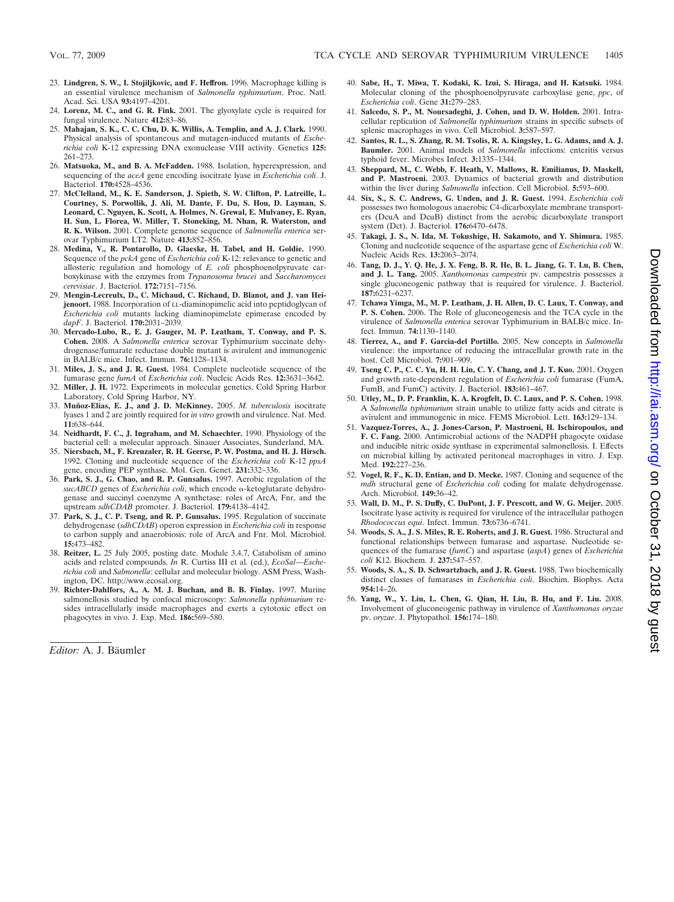23. **Lindgren, S. W., I. Stojiljkovic, and F. Heffron.** 1996. Macrophage killing is an essential virulence mechanism of *Salmonella typhimurium*. Proc. Natl. Acad. Sci. USA **93:**4197–4201.
24. **Lorenz, M. C., and G. R. Fink.** 2001. The glyoxylate cycle is required for fungal virulence. Nature **412:**83–86.
25. **Mahajan, S. K., C. C. Chu, D. K. Willis, A. Templin, and A. J. Clark.** 1990. Physical analysis of spontaneous and mutagen-induced mutants of *Escherichia coli* K-12 expressing DNA exonuclease VIII activity. Genetics **125:** 261–273.
26. **Matsuoka, M., and B. A. McFadden.** 1988. Isolation, hyperexpression, and sequencing of the *aceA* gene encoding isocitrate lyase in *Escherichia coli*. J. Bacteriol. **170:**4528–4536.
27. **McClelland, M., K. E. Sanderson, J. Spieth, S. W. Clifton, P. Latreille, L. Courtney, S. Porwollik, J. Ali, M. Dante, F. Du, S. Hou, D. Layman, S. Leonard, C. Nguyen, K. Scott, A. Holmes, N. Grewal, E. Mulvaney, E. Ryan, H. Sun, L. Florea, W. Miller, T. Stoneking, M. Nhan, R. Waterston, and R. K. Wilson.** 2001. Complete genome sequence of *Salmonella enterica* serovar Typhimurium LT2. Nature **413:**852–856.
28. **Medina, V., R. Pontarollo, D. Glaeske, H. Tabel, and H. Goldie.** 1990. Sequence of the *pckA* gene of *Escherichia coli* K-12: relevance to genetic and allosteric regulation and homology of *E. coli* phosphoenolpyruvate carboxykinase with the enzymes from *Trypanosoma brucei* and *Saccharomyces cerevisiae*. J. Bacteriol. **172:**7151–7156.
29. **Mengin-Lecreulx, D., C. Michaud, C. Richaud, D. Blanot, and J. van Heijenoort.** 1988. Incorporation of LL-diaminopimelic acid into peptidoglycan of *Escherichia coli* mutants lacking diaminopimelate epimerase encoded by *dapF*. J. Bacteriol. **170:**2031–2039.
30. **Mercado-Lubo, R., E. J. Gauger, M. P. Leatham, T. Conway, and P. S. Cohen.** 2008. A *Salmonella enterica* serovar Typhimurium succinate dehydrogenase/fumarate reductase double mutant is avirulent and immunogenic in BALB/c mice. Infect. Immun. **76:**1128–1134.
31. **Miles, J. S., and J. R. Guest.** 1984. Complete nucleotide sequence of the fumarase gene *fumA* of *Escherichia coli*. Nucleic Acids Res. **12:**3631–3642.
32. **Miller, J. H.** 1972. Experiments in molecular genetics. Cold Spring Harbor Laboratory, Cold Spring Harbor, NY.
33. **Muñoz-Elias, E. J., and J. D. McKinney.** 2005. *M. tuberculosis* isocitrate lyases 1 and 2 are jointly required for *in vitro* growth and virulence. Nat. Med. **11:**638–644.
34. **Neidhardt, F. C., J. Ingraham, and M. Schaechter.** 1990. Physiology of the bacterial cell: a molecular approach. Sinauer Associates, Sunderland, MA.
35. **Niersbach, M., F. Kreuzaler, R. H. Geerse, P. W. Postma, and H. J. Hirsch.** 1992. Cloning and nucleotide sequence of the *Escherichia coli* K-12 *ppsA* gene, encoding PEP synthase. Mol. Gen. Genet. **231:**332–336.
36. **Park, S. J., G. Chao, and R. P. Gunsalus.** 1997. Aerobic regulation of the *sucABCD* genes of *Escherichia coli*, which encode α-ketoglutarate dehydrogenase and succinyl coenzyme A synthetase: roles of ArcA, Fnr, and the upstream *sdhCDAB* promoter. J. Bacteriol. **179:**4138–4142.
37. **Park, S. J., C. P. Tseng, and R. P. Gunsalus.** 1995. Regulation of succinate dehydrogenase (*sdhCDAB*) operon expression in *Escherichia coli* in response to carbon supply and anaerobiosis: role of ArcA and Fnr. Mol. Microbiol. **15:**473–482.
38. **Reitzer, L.** 25 July 2005, posting date. Module 3.4.7, Catabolism of amino acids and related compounds. *In* R. Curtiss III et al. (ed.), *EcoSal—Escherichia coli* and *Salmonella*: cellular and molecular biology. ASM Press, Washington, DC. http://www.ecosal.org.
39. **Richter-Dahlfors, A., A. M. J. Buchan, and B. B. Finlay.** 1997. Murine salmonellosis studied by confocal microscopy: *Salmonella typhimurium* resides intracellularly inside macrophages and exerts a cytotoxic effect on phagocytes in vivo. J. Exp. Med. **186:**569–580.
40. **Sabe, H., T. Miwa, T. Kodaki, K. Izui, S. Hiraga, and H. Katsuki.** 1984. Molecular cloning of the phosphoenolpyruvate carboxylase gene, *ppc*, of *Escherichia coli*. Gene **31:**279–283.
41. **Salcedo, S. P., M. Noursadeghi, J. Cohen, and D. W. Holden.** 2001. Intracellular replication of *Salmonella typhimurium* strains in specific subsets of splenic macrophages in vivo. Cell Microbiol. **3:**587–597.
42. **Santos, R. L., S. Zhang, R. M. Tsolis, R. A. Kingsley, L. G. Adams, and A. J. Baumler.** 2001. Animal models of *Salmonella* infections: enteritis versus typhoid fever. Microbes Infect. **3:**1335–1344.
43. **Sheppard, M., C. Webb, F. Heath, V. Mallows, R. Emilianus, D. Maskell, and P. Mastroeni.** 2003. Dynamics of bacterial growth and distribution within the liver during *Salmonella* infection. Cell Microbiol. **5:**593–600.
44. **Six, S., S. C. Andrews, G. Unden, and J. R. Guest.** 1994. *Escherichia coli* possesses two homologous anaerobic C4-dicarboxylate membrane transporters (DcuA and DcuB) distinct from the aerobic dicarboxylate transport system (Dct). J. Bacteriol. **176:**6470–6478.
45. **Takagi, J. S., N. Ida, M. Tokushige, H. Sakamoto, and Y. Shimura.** 1985. Cloning and nucleotide sequence of the aspartase gene of *Escherichia coli* W. Nucleic Acids Res. **13:**2063–2074.
46. **Tang, D. J., Y. Q. He, J. X. Feng, B. R. He, B. L. Jiang, G. T. Lu, B. Chen, and J. L. Tang.** 2005. *Xanthomonas campestris* pv. campestris possesses a single gluconeogenic pathway that is required for virulence. J. Bacteriol. **187:**6231–6237.
47. **Tchawa Yimga, M., M. P. Leatham, J. H. Allen, D. C. Laux, T. Conway, and P. S. Cohen.** 2006. The Role of gluconeogenesis and the TCA cycle in the virulence of *Salmonella enterica* serovar Typhimurium in BALB/c mice. Infect. Immun. **74:**1130–1140.
48. **Tierrez, A., and F. Garcia-del Portillo.** 2005. New concepts in *Salmonella* virulence: the importance of reducing the intracellular growth rate in the host. Cell Microbiol. **7:**901–909.
49. **Tseng C. P., C. C. Yu, H. H. Lin, C. Y. Chang, and J. T. Kuo.** 2001. Oxygen and growth rate-dependent regulation of *Escherichia coli* fumarase (FumA, FumB, and FumC) activity. J. Bacteriol. **183:**461–467.
50. **Utley, M., D. P. Franklin, K. A. Krogfelt, D. C. Laux, and P. S. Cohen.** 1998. A *Salmonella typhimurium* strain unable to utilize fatty acids and citrate is avirulent and immunogenic in mice. FEMS Microbiol. Lett. **163:**129–134.
51. **Vazquez-Torres, A., J. Jones-Carson, P. Mastroeni, H. Ischiropoulos, and F. C. Fang.** 2000. Antimicrobial actions of the NADPH phagocyte oxidase and inducible nitric oxide synthase in experimental salmonellosis. I. Effects on microbial killing by activated peritoneal macrophages in vitro. J. Exp. Med. **192:**227–236.
52. **Vogel, R. F., K. D. Entian, and D. Mecke.** 1987. Cloning and sequence of the *mdh* structural gene of *Escherichia coli* coding for malate dehydrogenase. Arch. Microbiol. **149:**36–42.
53. **Wall, D. M., P. S. Duffy, C. DuPont, J. F. Prescott, and W. G. Meijer.** 2005. Isocitrate lyase activity is required for virulence of the intracellular pathogen *Rhodococcus equi*. Infect. Immun. **73:**6736–6741.
54. **Woods, S. A., J. S. Miles, R. E. Roberts, and J. R. Guest.** 1986. Structural and functional relationships between fumarase and aspartase. Nucleotide sequences of the fumarase (*fumC*) and aspartase (*aspA*) genes of *Escherichia coli* K12. Biochem. J. **237:**547–557.
55. **Woods, S. A., S. D. Schwartzbach, and J. R. Guest.** 1988. Two biochemically distinct classes of fumarases in *Escherichia coli*. Biochim. Biophys. Acta **954:**14–26.
56. **Yang, W., Y. Liu, L. Chen, G. Qian, H. Liu, B. Hu, and F. Liu.** 2008. Involvement of gluconeogenic pathway in virulence of *Xanthomonas oryzae* pv. *oryzae*. J. Phytopathol. **156:**174–180.

*Editor:* A. J. Bäumler